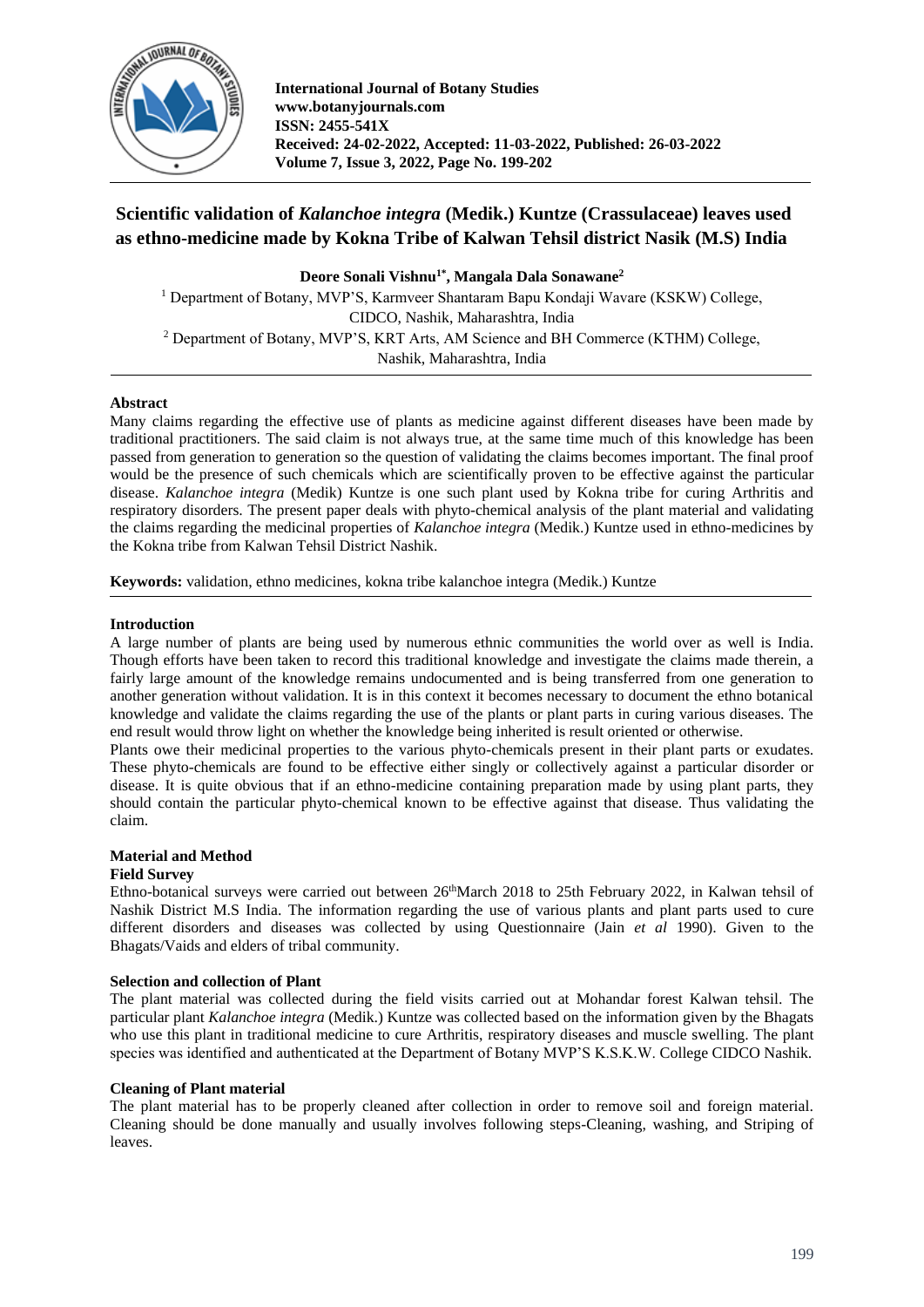International Journal of Botany Studies
www.botanyjournals.com
ISSN: 2455-541X
Received: 24-02-2022, Accepted: 11-03-2022, Published: 26-03-2022
Volume 7, Issue 3, 2022, Page No. 199-202

# Scientific validation of *Kalanchoe integra* (Medik.) Kuntze (Crassulaceae) leaves used as ethno-medicine made by Kokna Tribe of Kalwan Tehsil district Nasik (M.S) India

**Deore Sonali Vishnu[1*], Mangala Dala Sonawane[2]**

[1] Department of Botany, MVP'S, Karmveer Shantaram Bapu Kondaji Wavare (KSKW) College, CIDCO, Nashik, Maharashtra, India
[2] Department of Botany, MVP'S, KRT Arts, AM Science and BH Commerce (KTHM) College, Nashik, Maharashtra, India

## Abstract

Many claims regarding the effective use of plants as medicine against different diseases have been made by traditional practitioners. The said claim is not always true, at the same time much of this knowledge has been passed from generation to generation so the question of validating the claims becomes important. The final proof would be the presence of such chemicals which are scientifically proven to be effective against the particular disease. *Kalanchoe integra* (Medik) Kuntze is one such plant used by Kokna tribe for curing Arthritis and respiratory disorders. The present paper deals with phyto-chemical analysis of the plant material and validating the claims regarding the medicinal properties of *Kalanchoe integra* (Medik.) Kuntze used in ethno-medicines by the Kokna tribe from Kalwan Tehsil District Nashik.

**Keywords:** validation, ethno medicines, kokna tribe kalanchoe integra (Medik.) Kuntze

## Introduction

A large number of plants are being used by numerous ethnic communities the world over as well is India. Though efforts have been taken to record this traditional knowledge and investigate the claims made therein, a fairly large amount of the knowledge remains undocumented and is being transferred from one generation to another generation without validation. It is in this context it becomes necessary to document the ethno botanical knowledge and validate the claims regarding the use of the plants or plant parts in curing various diseases. The end result would throw light on whether the knowledge being inherited is result oriented or otherwise.

Plants owe their medicinal properties to the various phyto-chemicals present in their plant parts or exudates. These phyto-chemicals are found to be effective either singly or collectively against a particular disorder or disease. It is quite obvious that if an ethno-medicine containing preparation made by using plant parts, they should contain the particular phyto-chemical known to be effective against that disease. Thus validating the claim.

## Material and Method

### Field Survey

Ethno-botanical surveys were carried out between 26thMarch 2018 to 25th February 2022, in Kalwan tehsil of Nashik District M.S India. The information regarding the use of various plants and plant parts used to cure different disorders and diseases was collected by using Questionnaire (Jain *et al* 1990). Given to the Bhagats/Vaids and elders of tribal community.

### Selection and collection of Plant

The plant material was collected during the field visits carried out at Mohandar forest Kalwan tehsil. The particular plant *Kalanchoe integra* (Medik.) Kuntze was collected based on the information given by the Bhagats who use this plant in traditional medicine to cure Arthritis, respiratory diseases and muscle swelling. The plant species was identified and authenticated at the Department of Botany MVP'S K.S.K.W. College CIDCO Nashik.

### Cleaning of Plant material

The plant material has to be properly cleaned after collection in order to remove soil and foreign material. Cleaning should be done manually and usually involves following steps-Cleaning, washing, and Striping of leaves.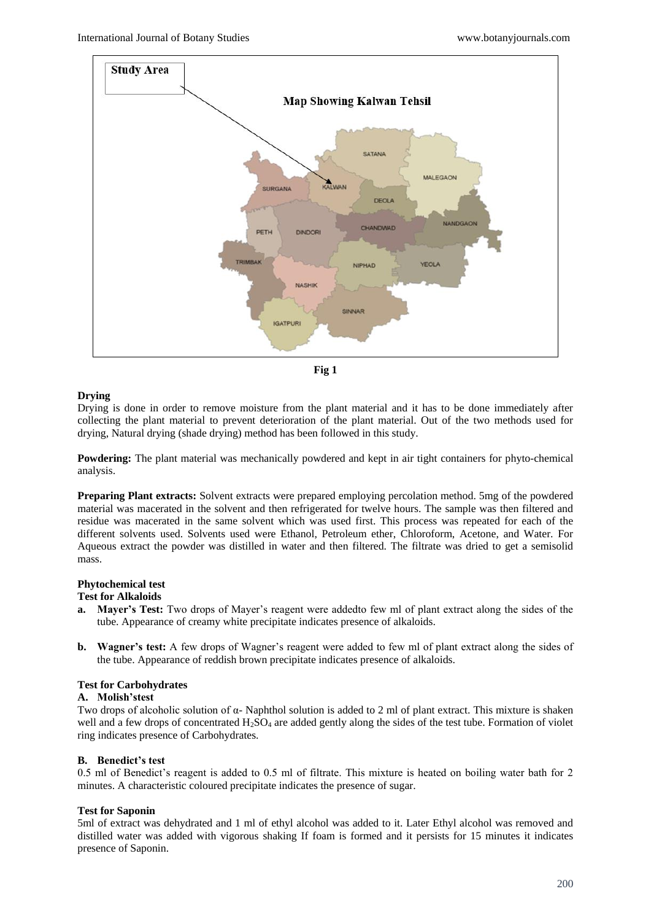Fig 1

## Drying

Drying is done in order to remove moisture from the plant material and it has to be done immediately after collecting the plant material to prevent deterioration of the plant material. Out of the two methods used for drying, Natural drying (shade drying) method has been followed in this study.

**Powdering:** The plant material was mechanically powdered and kept in air tight containers for phyto-chemical analysis.

**Preparing Plant extracts:** Solvent extracts were prepared employing percolation method. 5mg of the powdered material was macerated in the solvent and then refrigerated for twelve hours. The sample was then filtered and residue was macerated in the same solvent which was used first. This process was repeated for each of the different solvents used. Solvents used were Ethanol, Petroleum ether, Chloroform, Acetone, and Water. For Aqueous extract the powder was distilled in water and then filtered. The filtrate was dried to get a semisolid mass.

## Phytochemical test

### Test for Alkaloids

**a. Mayer's Test:** Two drops of Mayer's reagent were addedto few ml of plant extract along the sides of the tube. Appearance of creamy white precipitate indicates presence of alkaloids.

**b. Wagner's test:** A few drops of Wagner's reagent were added to few ml of plant extract along the sides of the tube. Appearance of reddish brown precipitate indicates presence of alkaloids.

### Test for Carbohydrates

#### A. Molish'stest

Two drops of alcoholic solution of α- Naphthol solution is added to 2 ml of plant extract. This mixture is shaken well and a few drops of concentrated $H_2SO_4$ are added gently along the sides of the test tube. Formation of violet ring indicates presence of Carbohydrates.

#### B. Benedict's test

0.5 ml of Benedict's reagent is added to 0.5 ml of filtrate. This mixture is heated on boiling water bath for 2 minutes. A characteristic coloured precipitate indicates the presence of sugar.

### Test for Saponin

5ml of extract was dehydrated and 1 ml of ethyl alcohol was added to it. Later Ethyl alcohol was removed and distilled water was added with vigorous shaking If foam is formed and it persists for 15 minutes it indicates presence of Saponin.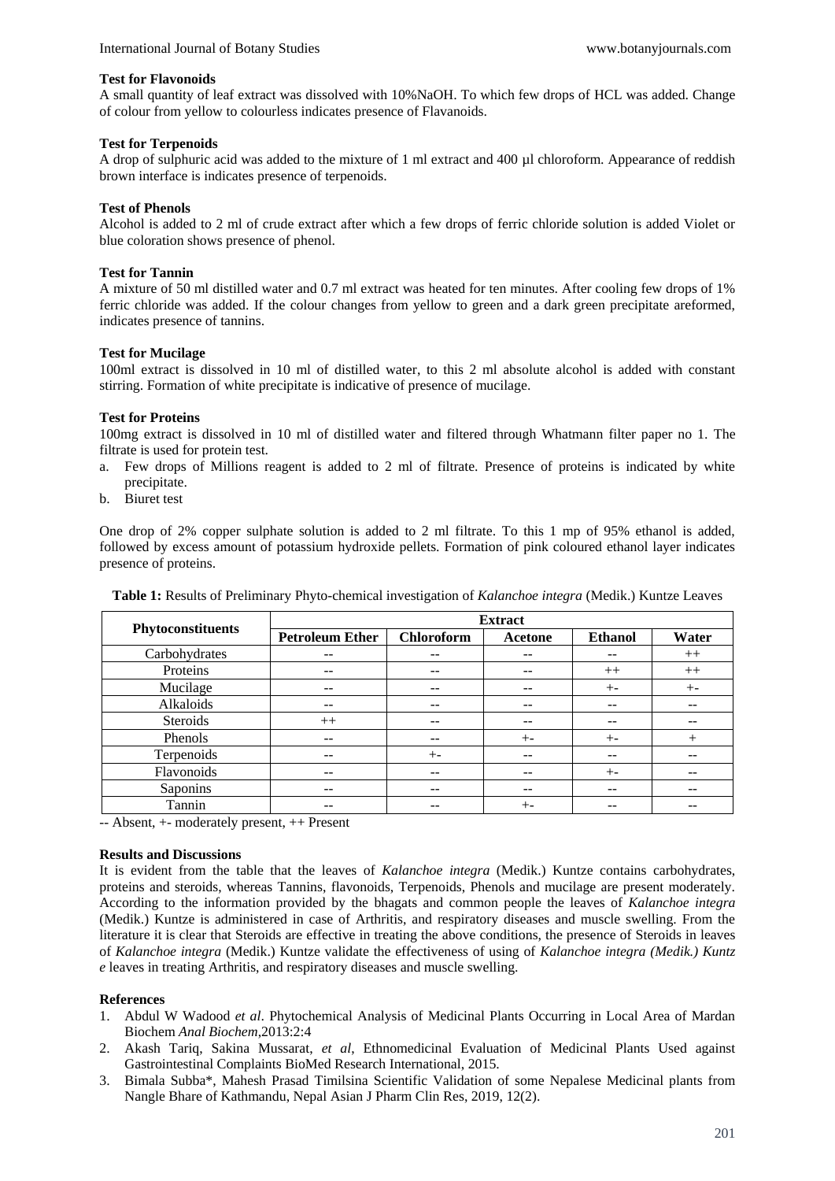**Test for Flavonoids**

A small quantity of leaf extract was dissolved with 10%NaOH. To which few drops of HCL was added. Change of colour from yellow to colourless indicates presence of Flavanoids.

**Test for Terpenoids**

A drop of sulphuric acid was added to the mixture of 1 ml extract and 400 µl chloroform. Appearance of reddish brown interface is indicates presence of terpenoids.

**Test of Phenols**

Alcohol is added to 2 ml of crude extract after which a few drops of ferric chloride solution is added Violet or blue coloration shows presence of phenol.

**Test for Tannin**

A mixture of 50 ml distilled water and 0.7 ml extract was heated for ten minutes. After cooling few drops of 1% ferric chloride was added. If the colour changes from yellow to green and a dark green precipitate areformed, indicates presence of tannins.

**Test for Mucilage**

100ml extract is dissolved in 10 ml of distilled water, to this 2 ml absolute alcohol is added with constant stirring. Formation of white precipitate is indicative of presence of mucilage.

**Test for Proteins**

100mg extract is dissolved in 10 ml of distilled water and filtered through Whatmann filter paper no 1. The filtrate is used for protein test.

a. Few drops of Millions reagent is added to 2 ml of filtrate. Presence of proteins is indicated by white precipitate.
b. Biuret test

One drop of 2% copper sulphate solution is added to 2 ml filtrate. To this 1 mp of 95% ethanol is added, followed by excess amount of potassium hydroxide pellets. Formation of pink coloured ethanol layer indicates presence of proteins.

**Table 1:** Results of Preliminary Phyto-chemical investigation of *Kalanchoe integra* (Medik.) Kuntze Leaves

| Phytoconstituents | Extract | | | | |
|---|---|---|---|---|---|
| | **Petroleum Ether** | **Chloroform** | **Acetone** | **Ethanol** | **Water** |
| Carbohydrates | -- | -- | -- | -- | ++ |
| Proteins | -- | -- | -- | ++ | ++ |
| Mucilage | -- | -- | -- | +- | +- |
| Alkaloids | -- | -- | -- | -- | -- |
| Steroids | ++ | -- | -- | -- | -- |
| Phenols | -- | -- | +- | +- | + |
| Terpenoids | -- | +- | -- | -- | -- |
| Flavonoids | -- | -- | -- | +- | -- |
| Saponins | -- | -- | -- | -- | -- |
| Tannin | -- | -- | +- | -- | -- |

-- Absent, +- moderately present, ++ Present

**Results and Discussions**

It is evident from the table that the leaves of *Kalanchoe integra* (Medik.) Kuntze contains carbohydrates, proteins and steroids, whereas Tannins, flavonoids, Terpenoids, Phenols and mucilage are present moderately. According to the information provided by the bhagats and common people the leaves of *Kalanchoe integra* (Medik.) Kuntze is administered in case of Arthritis, and respiratory diseases and muscle swelling. From the literature it is clear that Steroids are effective in treating the above conditions, the presence of Steroids in leaves of *Kalanchoe integra* (Medik.) Kuntze validate the effectiveness of using of *Kalanchoe integra (Medik.) Kuntze* leaves in treating Arthritis, and respiratory diseases and muscle swelling.

**References**

1. Abdul W Wadood *et al*. Phytochemical Analysis of Medicinal Plants Occurring in Local Area of Mardan Biochem *Anal Biochem*,2013:2:4
2. Akash Tariq, Sakina Mussarat, *et al*, Ethnomedicinal Evaluation of Medicinal Plants Used against Gastrointestinal Complaints BioMed Research International, 2015.
3. Bimala Subba*, Mahesh Prasad Timilsina Scientific Validation of some Nepalese Medicinal plants from Nangle Bhare of Kathmandu, Nepal Asian J Pharm Clin Res, 2019, 12(2).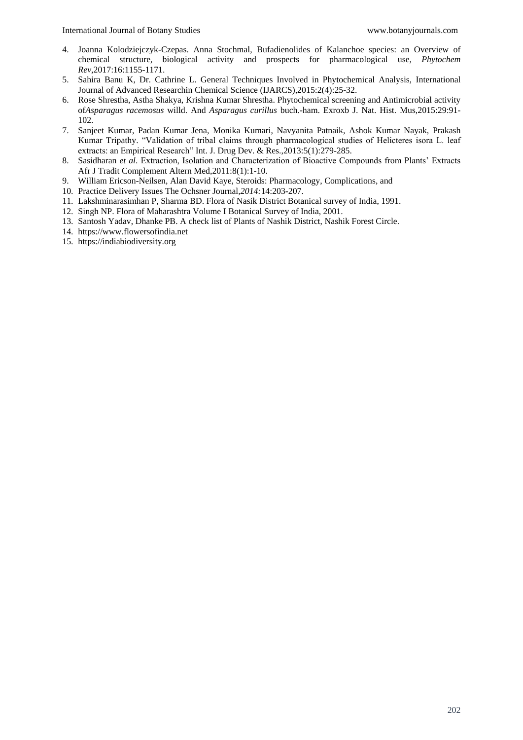4. Joanna Kolodziejczyk-Czepas. Anna Stochmal, Bufadienolides of Kalanchoe species: an Overview of chemical structure, biological activity and prospects for pharmacological use, *Phytochem Rev*,2017:16:1155-1171.
5. Sahira Banu K, Dr. Cathrine L. General Techniques Involved in Phytochemical Analysis, International Journal of Advanced Researchin Chemical Science (IJARCS),2015:2(4):25-32.
6. Rose Shrestha, Astha Shakya, Krishna Kumar Shrestha. Phytochemical screening and Antimicrobial activity of*Asparagus racemosus* willd. And *Asparagus curillus* buch.-ham. Exroxb J. Nat. Hist. Mus,2015:29:91-102.
7. Sanjeet Kumar, Padan Kumar Jena, Monika Kumari, Navyanita Patnaik, Ashok Kumar Nayak, Prakash Kumar Tripathy. "Validation of tribal claims through pharmacological studies of Helicteres isora L. leaf extracts: an Empirical Research" Int. J. Drug Dev. & Res.,2013:5(1):279-285.
8. Sasidharan *et al*. Extraction, Isolation and Characterization of Bioactive Compounds from Plants' Extracts Afr J Tradit Complement Altern Med,2011:8(1):1-10.
9. William Ericson-Neilsen, Alan David Kaye, Steroids: Pharmacology, Complications, and
10. Practice Delivery Issues The Ochsner Journal,*2014:*14:203-207.
11. Lakshminarasimhan P, Sharma BD. Flora of Nasik District Botanical survey of India, 1991.
12. Singh NP. Flora of Maharashtra Volume I Botanical Survey of India, 2001.
13. Santosh Yadav, Dhanke PB. A check list of Plants of Nashik District, Nashik Forest Circle.
14. https://www.flowersofindia.net
15. https://indiabiodiversity.org